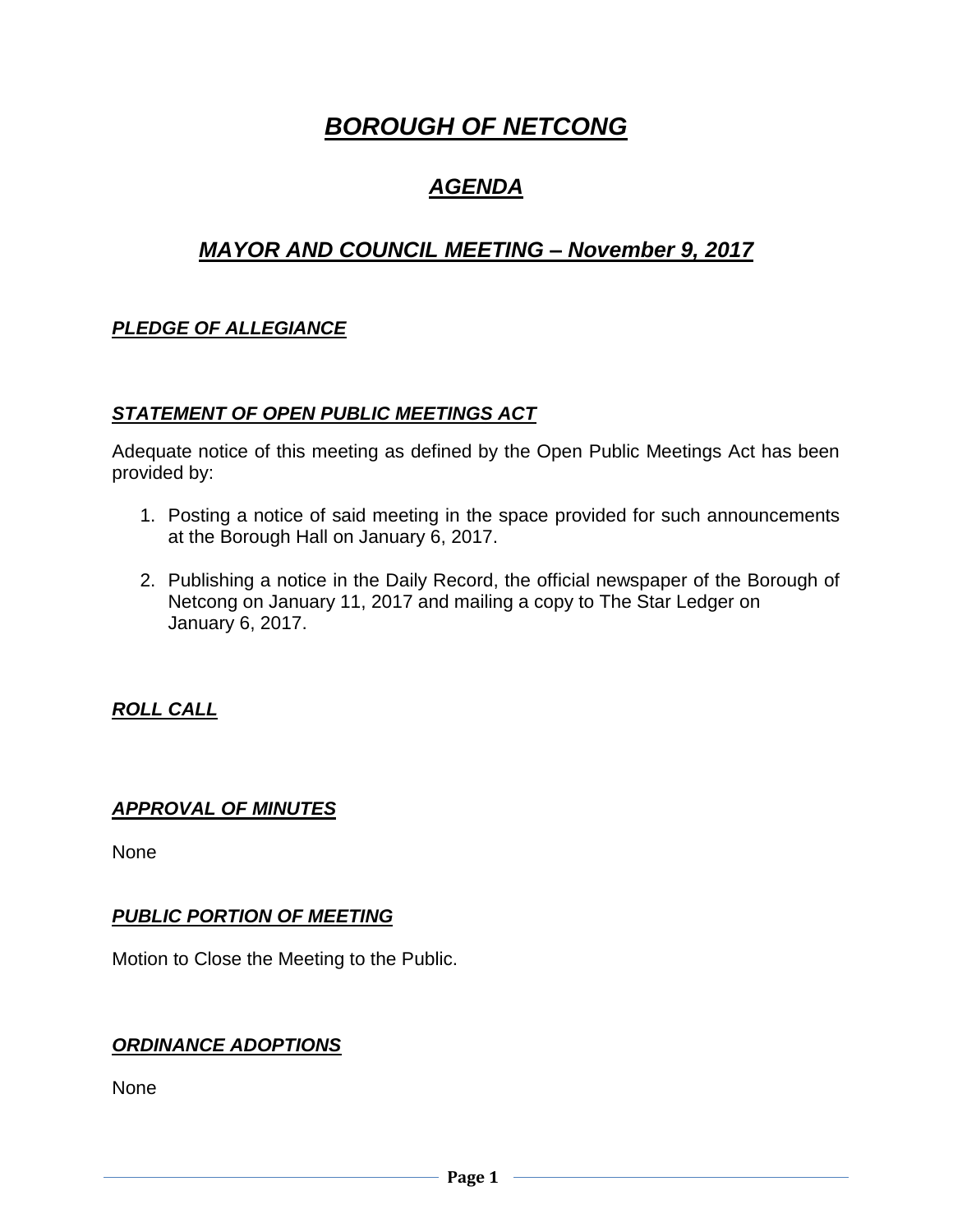# ***BOROUGH OF NETCONG***

## ***AGENDA***

## ***MAYOR AND COUNCIL MEETING – November 9, 2017***

### ***PLEDGE OF ALLEGIANCE***

### ***STATEMENT OF OPEN PUBLIC MEETINGS ACT***

Adequate notice of this meeting as defined by the Open Public Meetings Act has been provided by:

1. Posting a notice of said meeting in the space provided for such announcements at the Borough Hall on January 6, 2017.

2. Publishing a notice in the Daily Record, the official newspaper of the Borough of Netcong on January 11, 2017 and mailing a copy to The Star Ledger on January 6, 2017.

### ***ROLL CALL***

### ***APPROVAL OF MINUTES***

None

### ***PUBLIC PORTION OF MEETING***

Motion to Close the Meeting to the Public.

### ***ORDINANCE ADOPTIONS***

None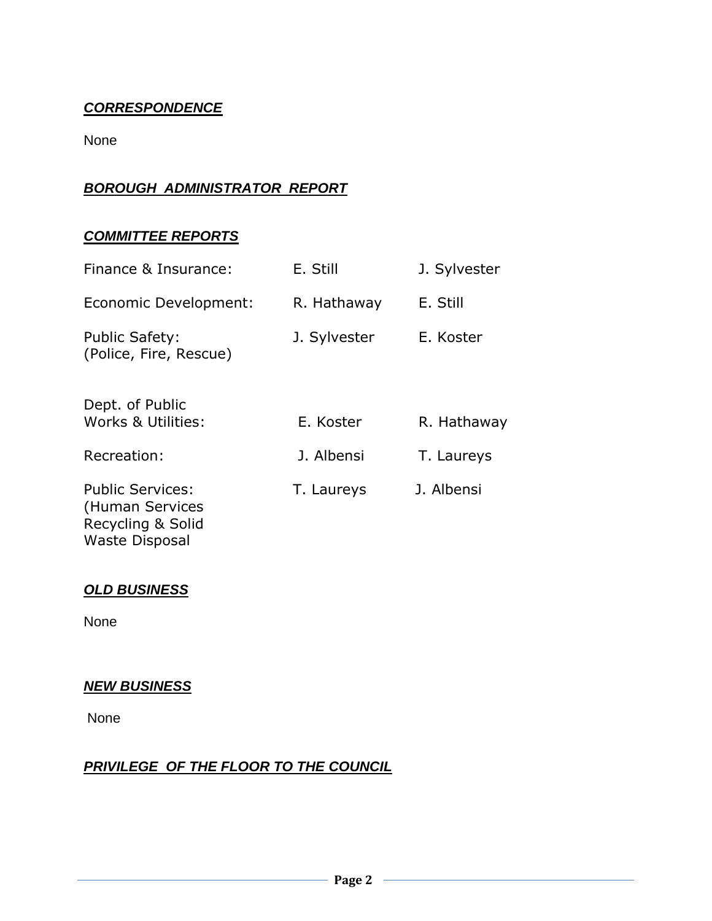### ***CORRESPONDENCE***

None

### ***BOROUGH ADMINISTRATOR REPORT***

### ***COMMITTEE REPORTS***

| | | |
|---|---|---|
| Finance & Insurance: | E. Still | J. Sylvester |
| Economic Development: | R. Hathaway | E. Still |
| Public Safety: (Police, Fire, Rescue) | J. Sylvester | E. Koster |
| Dept. of Public Works & Utilities: | E. Koster | R. Hathaway |
| Recreation: | J. Albensi | T. Laureys |
| Public Services: (Human Services Recycling & Solid Waste Disposal | T. Laureys | J. Albensi |

### ***OLD BUSINESS***

None

### ***NEW BUSINESS***

None

### ***PRIVILEGE OF THE FLOOR TO THE COUNCIL***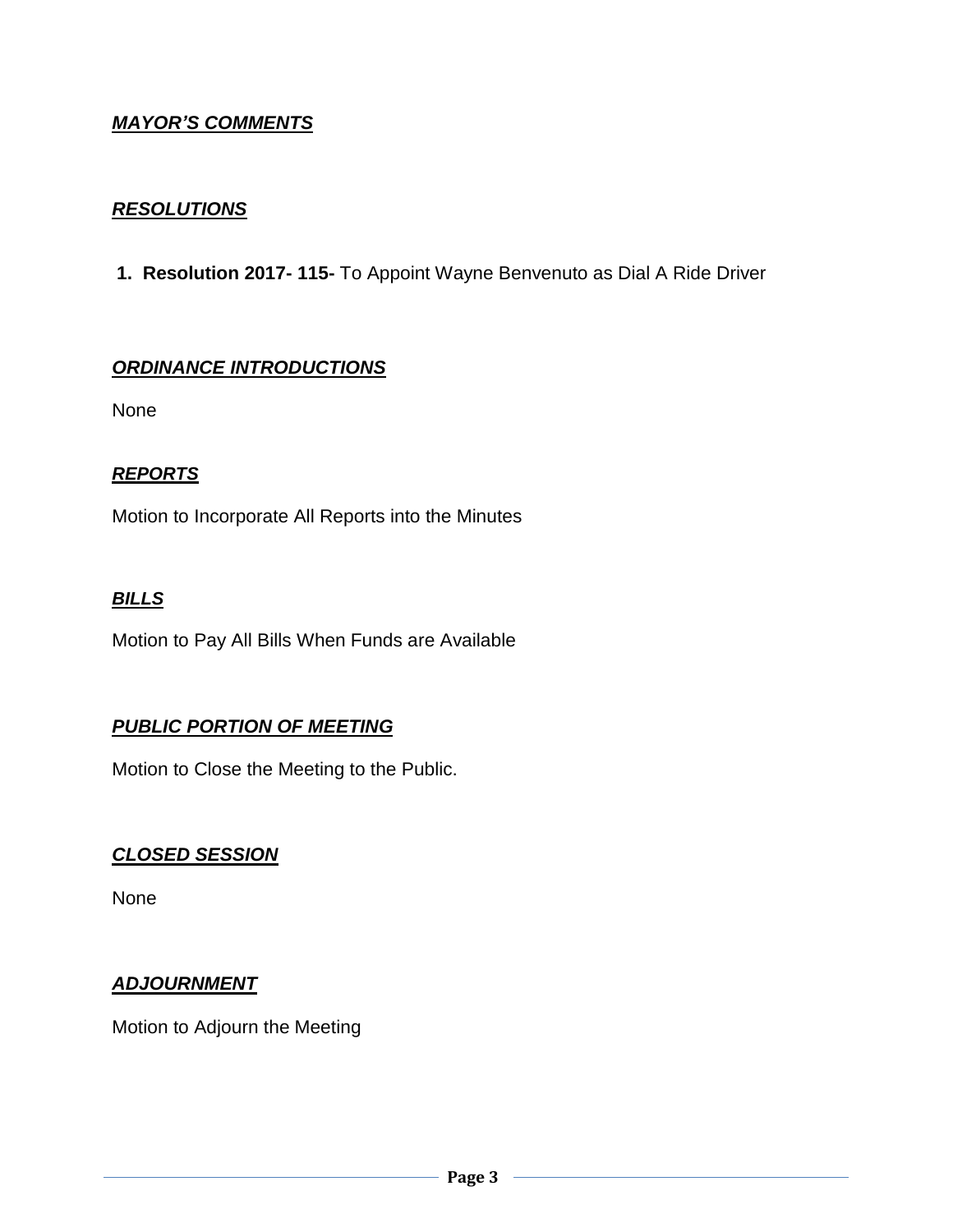***MAYOR'S COMMENTS***

***RESOLUTIONS***

1. **Resolution 2017- 115-** To Appoint Wayne Benvenuto as Dial A Ride Driver

***ORDINANCE INTRODUCTIONS***

None

***REPORTS***

Motion to Incorporate All Reports into the Minutes

***BILLS***

Motion to Pay All Bills When Funds are Available

***PUBLIC PORTION OF MEETING***

Motion to Close the Meeting to the Public.

***CLOSED SESSION***

None

***ADJOURNMENT***

Motion to Adjourn the Meeting